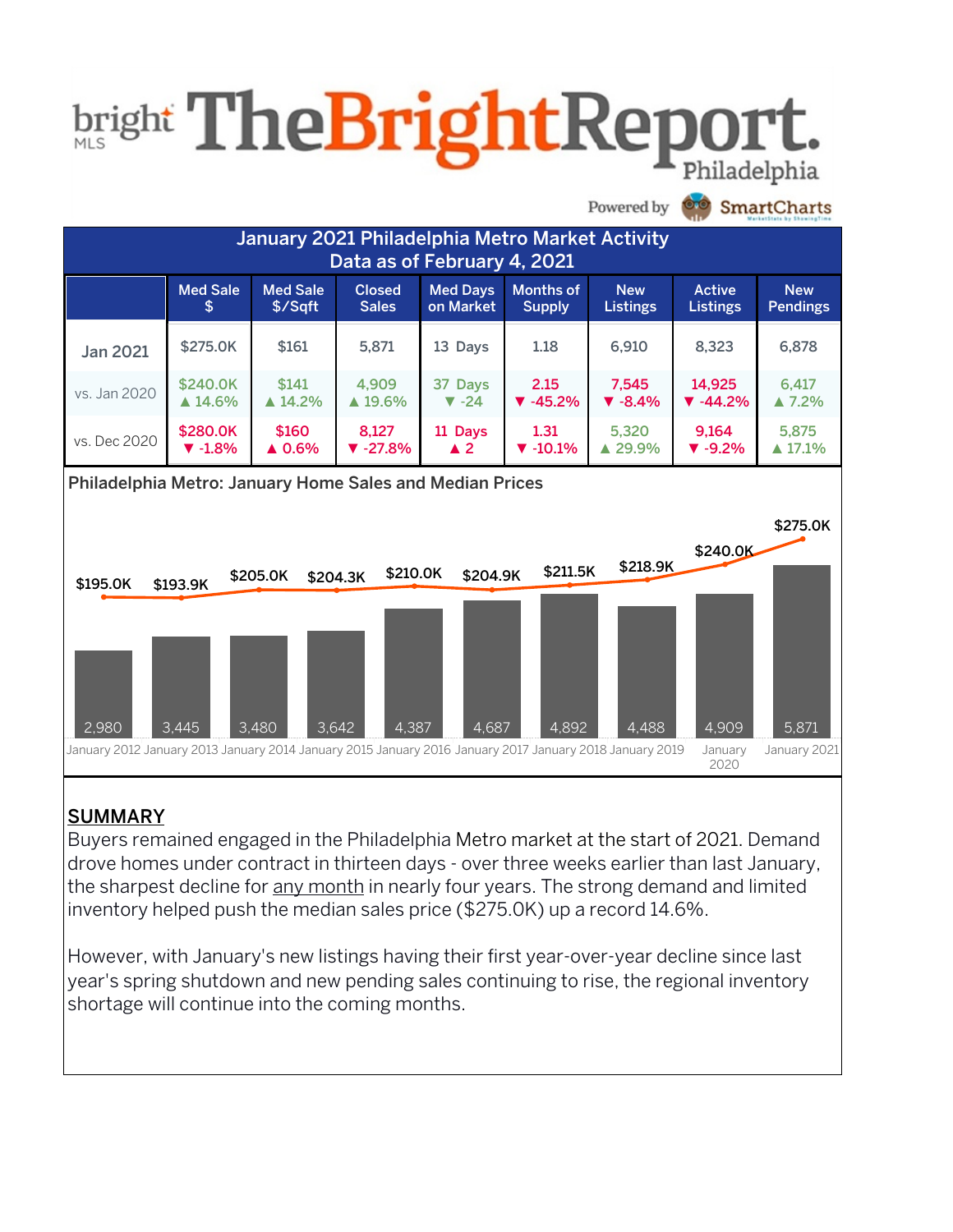# bright MLS TheBrightReport. Philadelphia

Powered by SmartCharts

## January 2021 Philadelphia Metro Market Activity
### Data as of February 4, 2021

| | Med Sale $ | Med Sale $/Sqft | Closed Sales | Med Days on Market | Months of Supply | New Listings | Active Listings | New Pendings |
|---|---|---|---|---|---|---|---|---|
| Jan 2021 | $275.0K | $161 | 5,871 | 13 Days | 1.18 | 6,910 | 8,323 | 6,878 |
| vs. Jan 2020 | $240.0K ▲ 14.6% | $141 ▲ 14.2% | 4,909 ▲ 19.6% | 37 Days ▼ -24 | 2.15 ▼ -45.2% | 7,545 ▼ -8.4% | 14,925 ▼ -44.2% | 6,417 ▲ 7.2% |
| vs. Dec 2020 | $280.0K ▼ -1.8% | $160 ▲ 0.6% | 8,127 ▼ -27.8% | 11 Days ▲ 2 | 1.31 ▼ -10.1% | 5,320 ▲ 29.9% | 9,164 ▼ -9.2% | 5,875 ▲ 17.1% |

### Philadelphia Metro: January Home Sales and Median Prices

| | Closed Sales | Median Price |
|---|---|---|
| January 2012 | 2,980 | $195.0K |
| January 2013 | 3,445 | $193.9K |
| January 2014 | 3,480 | $205.0K |
| January 2015 | 3,642 | $204.3K |
| January 2016 | 4,387 | $210.0K |
| January 2017 | 4,687 | $204.9K |
| January 2018 | 4,892 | $211.5K |
| January 2019 | 4,488 | $218.9K |
| January 2020 | 4,909 | $240.0K |
| January 2021 | 5,871 | $275.0K |

## SUMMARY

Buyers remained engaged in the Philadelphia Metro market at the start of 2021. Demand drove homes under contract in thirteen days - over three weeks earlier than last January, the sharpest decline for <u>any month</u> in nearly four years. The strong demand and limited inventory helped push the median sales price ($275.0K) up a record 14.6%.

However, with January's new listings having their first year-over-year decline since last year's spring shutdown and new pending sales continuing to rise, the regional inventory shortage will continue into the coming months.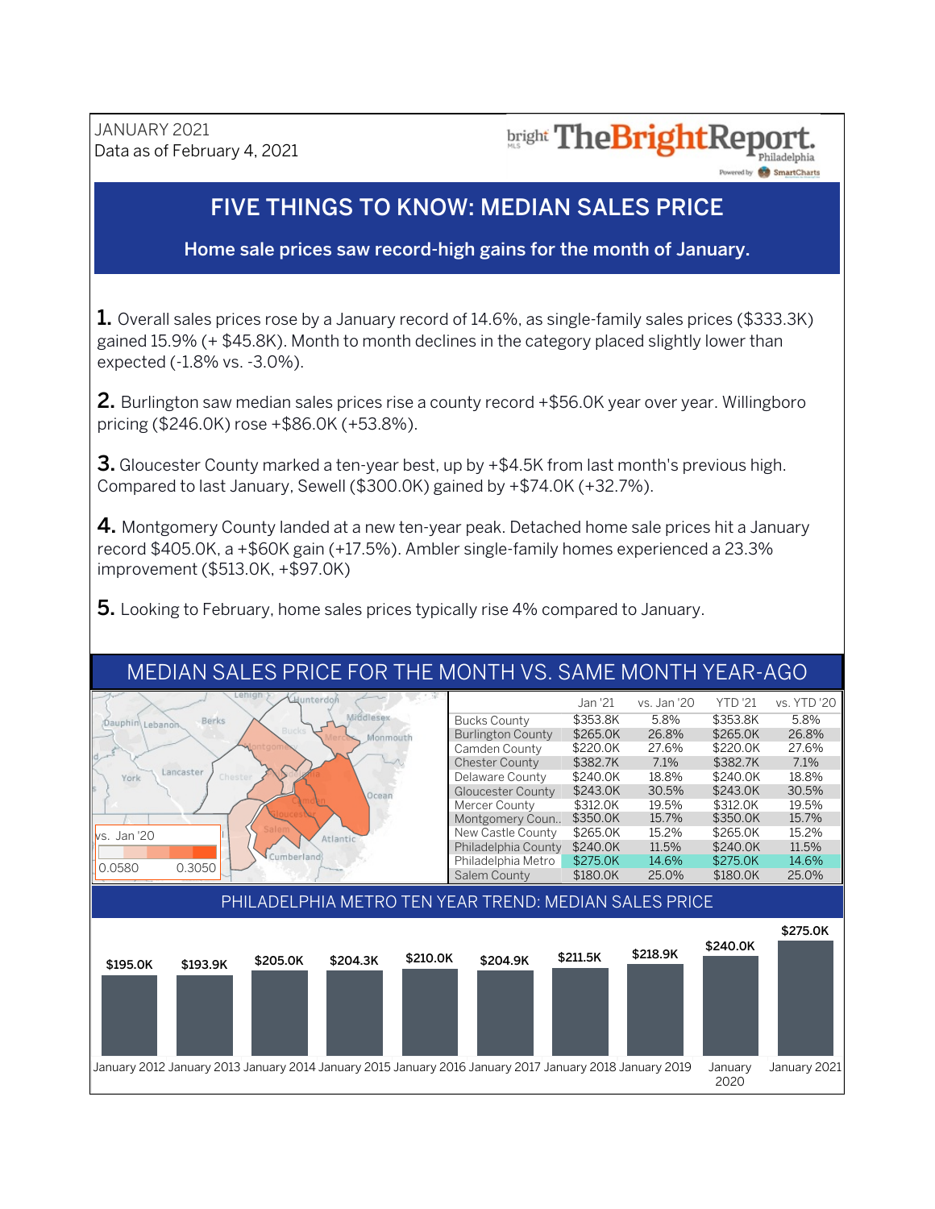JANUARY 2021
Data as of February 4, 2021

bright MLS TheBrightReport. Philadelphia
Powered by SmartCharts

# FIVE THINGS TO KNOW: MEDIAN SALES PRICE

**Home sale prices saw record-high gains for the month of January.**

**1.** Overall sales prices rose by a January record of 14.6%, as single-family sales prices ($333.3K) gained 15.9% (+ $45.8K). Month to month declines in the category placed slightly lower than expected (-1.8% vs. -3.0%).

**2.** Burlington saw median sales prices rise a county record +$56.0K year over year. Willingboro pricing ($246.0K) rose +$86.0K (+53.8%).

**3.** Gloucester County marked a ten-year best, up by +$4.5K from last month's previous high. Compared to last January, Sewell ($300.0K) gained by +$74.0K (+32.7%).

**4.** Montgomery County landed at a new ten-year peak. Detached home sale prices hit a January record $405.0K, a +$60K gain (+17.5%). Ambler single-family homes experienced a 23.3% improvement ($513.0K, +$97.0K)

**5.** Looking to February, home sales prices typically rise 4% compared to January.

## MEDIAN SALES PRICE FOR THE MONTH VS. SAME MONTH YEAR-AGO

vs. Jan '20: 0.0580 – 0.3050

| | Jan '21 | vs. Jan '20 | YTD '21 | vs. YTD '20 |
|---|---|---|---|---|
| Bucks County | $353.8K | 5.8% | $353.8K | 5.8% |
| Burlington County | $265.0K | 26.8% | $265.0K | 26.8% |
| Camden County | $220.0K | 27.6% | $220.0K | 27.6% |
| Chester County | $382.7K | 7.1% | $382.7K | 7.1% |
| Delaware County | $240.0K | 18.8% | $240.0K | 18.8% |
| Gloucester County | $243.0K | 30.5% | $243.0K | 30.5% |
| Mercer County | $312.0K | 19.5% | $312.0K | 19.5% |
| Montgomery Coun.. | $350.0K | 15.7% | $350.0K | 15.7% |
| New Castle County | $265.0K | 15.2% | $265.0K | 15.2% |
| Philadelphia County | $240.0K | 11.5% | $240.0K | 11.5% |
| Philadelphia Metro | $275.0K | 14.6% | $275.0K | 14.6% |
| Salem County | $180.0K | 25.0% | $180.0K | 25.0% |

## PHILADELPHIA METRO TEN YEAR TREND: MEDIAN SALES PRICE

| Month | Median Sales Price |
|---|---|
| January 2012 | $195.0K |
| January 2013 | $193.9K |
| January 2014 | $205.0K |
| January 2015 | $204.3K |
| January 2016 | $210.0K |
| January 2017 | $204.9K |
| January 2018 | $211.5K |
| January 2019 | $218.9K |
| January 2020 | $240.0K |
| January 2021 | $275.0K |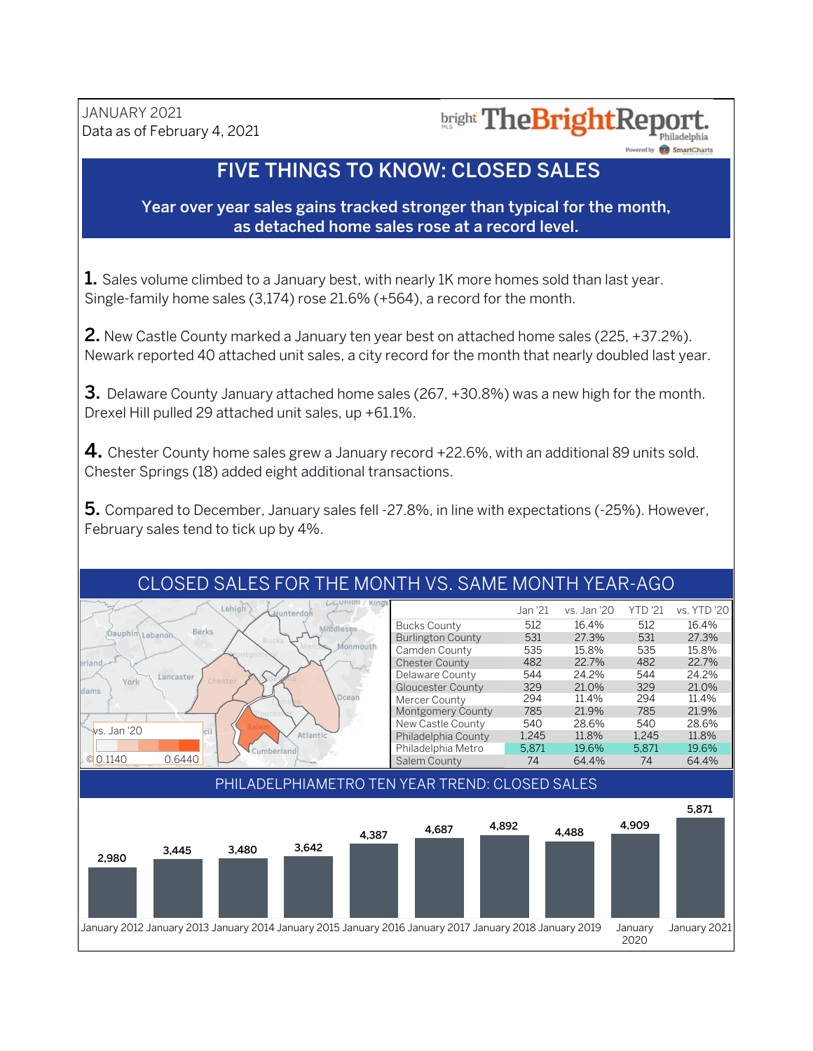JANUARY 2021
Data as of February 4, 2021

bright MLS TheBrightReport. Philadelphia
Powered by SmartCharts

# FIVE THINGS TO KNOW: CLOSED SALES

**Year over year sales gains tracked stronger than typical for the month, as detached home sales rose at a record level.**

**1.** Sales volume climbed to a January best, with nearly 1K more homes sold than last year. Single-family home sales (3,174) rose 21.6% (+564), a record for the month.

**2.** New Castle County marked a January ten year best on attached home sales (225, +37.2%). Newark reported 40 attached unit sales, a city record for the month that nearly doubled last year.

**3.** Delaware County January attached home sales (267, +30.8%) was a new high for the month. Drexel Hill pulled 29 attached unit sales, up +61.1%.

**4.** Chester County home sales grew a January record +22.6%, with an additional 89 units sold. Chester Springs (18) added eight additional transactions.

**5.** Compared to December, January sales fell -27.8%, in line with expectations (-25%). However, February sales tend to tick up by 4%.

## CLOSED SALES FOR THE MONTH VS. SAME MONTH YEAR-AGO

vs. Jan '20: 0.1140 – 0.6440

| | Jan '21 | vs. Jan '20 | YTD '21 | vs. YTD '20 |
|---|---|---|---|---|
| Bucks County | 512 | 16.4% | 512 | 16.4% |
| Burlington County | 531 | 27.3% | 531 | 27.3% |
| Camden County | 535 | 15.8% | 535 | 15.8% |
| Chester County | 482 | 22.7% | 482 | 22.7% |
| Delaware County | 544 | 24.2% | 544 | 24.2% |
| Gloucester County | 329 | 21.0% | 329 | 21.0% |
| Mercer County | 294 | 11.4% | 294 | 11.4% |
| Montgomery County | 785 | 21.9% | 785 | 21.9% |
| New Castle County | 540 | 28.6% | 540 | 28.6% |
| Philadelphia County | 1,245 | 11.8% | 1,245 | 11.8% |
| Philadelphia Metro | 5,871 | 19.6% | 5,871 | 19.6% |
| Salem County | 74 | 64.4% | 74 | 64.4% |

## PHILADELPHIAMETRO TEN YEAR TREND: CLOSED SALES

| Month | Closed Sales |
|---|---|
| January 2012 | 2,980 |
| January 2013 | 3,445 |
| January 2014 | 3,480 |
| January 2015 | 3,642 |
| January 2016 | 4,387 |
| January 2017 | 4,687 |
| January 2018 | 4,892 |
| January 2019 | 4,488 |
| January 2020 | 4,909 |
| January 2021 | 5,871 |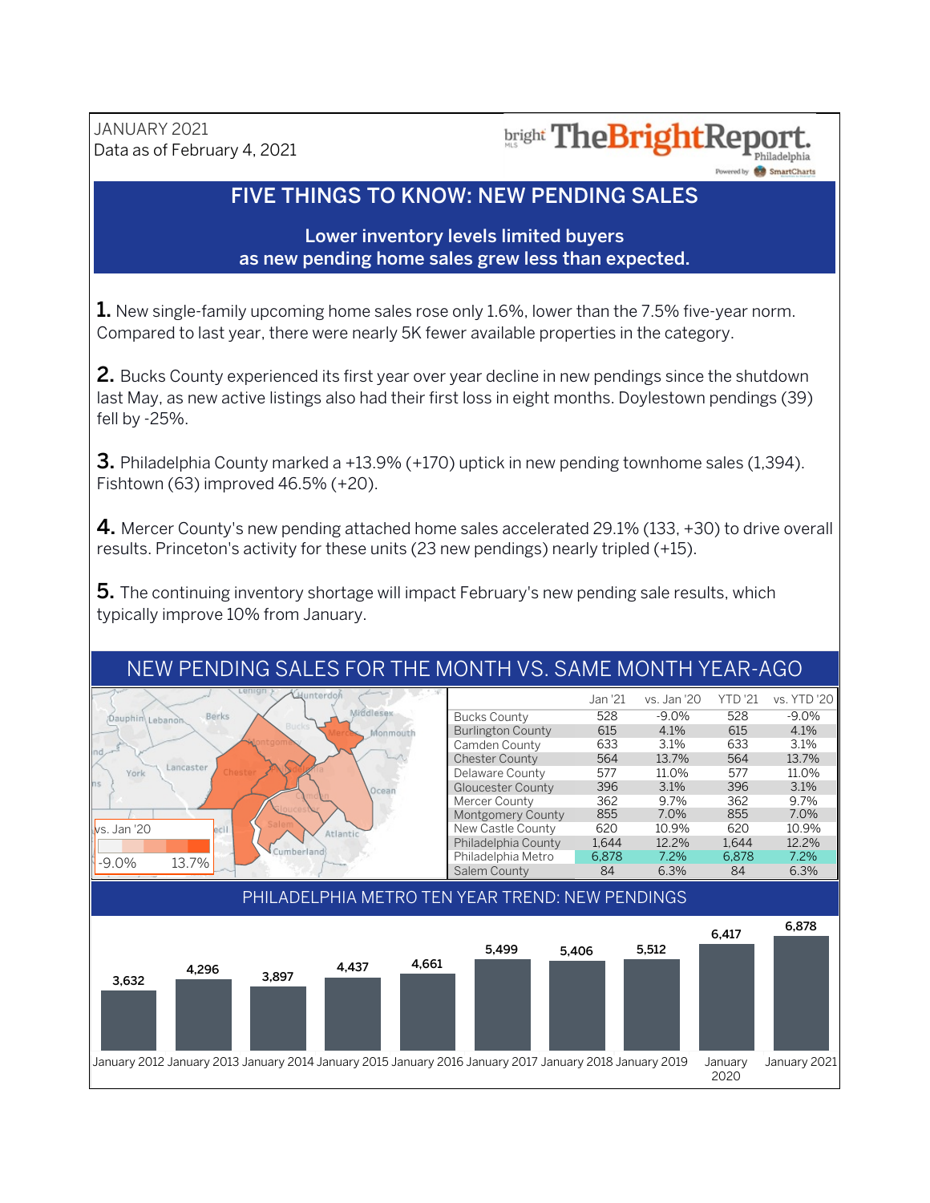JANUARY 2021
Data as of February 4, 2021

# FIVE THINGS TO KNOW: NEW PENDING SALES

**Lower inventory levels limited buyers as new pending home sales grew less than expected.**

**1.** New single-family upcoming home sales rose only 1.6%, lower than the 7.5% five-year norm. Compared to last year, there were nearly 5K fewer available properties in the category.

**2.** Bucks County experienced its first year over year decline in new pendings since the shutdown last May, as new active listings also had their first loss in eight months. Doylestown pendings (39) fell by -25%.

**3.** Philadelphia County marked a +13.9% (+170) uptick in new pending townhome sales (1,394). Fishtown (63) improved 46.5% (+20).

**4.** Mercer County's new pending attached home sales accelerated 29.1% (133, +30) to drive overall results. Princeton's activity for these units (23 new pendings) nearly tripled (+15).

**5.** The continuing inventory shortage will impact February's new pending sale results, which typically improve 10% from January.

## NEW PENDING SALES FOR THE MONTH VS. SAME MONTH YEAR-AGO

vs. Jan '20: -9.0% to 13.7%

| | Jan '21 | vs. Jan '20 | YTD '21 | vs. YTD '20 |
|---|---|---|---|---|
| Bucks County | 528 | -9.0% | 528 | -9.0% |
| Burlington County | 615 | 4.1% | 615 | 4.1% |
| Camden County | 633 | 3.1% | 633 | 3.1% |
| Chester County | 564 | 13.7% | 564 | 13.7% |
| Delaware County | 577 | 11.0% | 577 | 11.0% |
| Gloucester County | 396 | 3.1% | 396 | 3.1% |
| Mercer County | 362 | 9.7% | 362 | 9.7% |
| Montgomery County | 855 | 7.0% | 855 | 7.0% |
| New Castle County | 620 | 10.9% | 620 | 10.9% |
| Philadelphia County | 1,644 | 12.2% | 1,644 | 12.2% |
| Philadelphia Metro | 6,878 | 7.2% | 6,878 | 7.2% |
| Salem County | 84 | 6.3% | 84 | 6.3% |

## PHILADELPHIA METRO TEN YEAR TREND: NEW PENDINGS

| Month | New Pendings |
|---|---|
| January 2012 | 3,632 |
| January 2013 | 4,296 |
| January 2014 | 3,897 |
| January 2015 | 4,437 |
| January 2016 | 4,661 |
| January 2017 | 5,499 |
| January 2018 | 5,406 |
| January 2019 | 5,512 |
| January 2020 | 6,417 |
| January 2021 | 6,878 |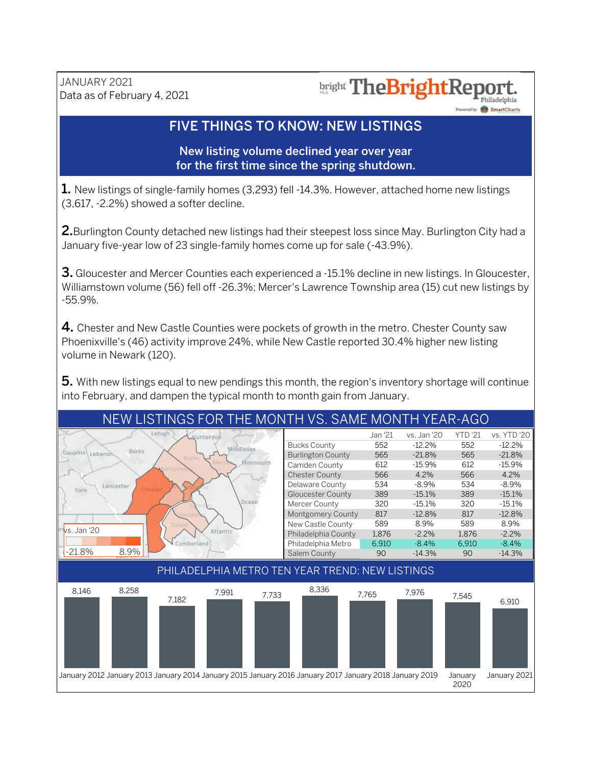JANUARY 2021
Data as of February 4, 2021

# FIVE THINGS TO KNOW: NEW LISTINGS

**New listing volume declined year over year for the first time since the spring shutdown.**

**1.** New listings of single-family homes (3,293) fell -14.3%. However, attached home new listings (3,617, -2.2%) showed a softer decline.

**2.** Burlington County detached new listings had their steepest loss since May. Burlington City had a January five-year low of 23 single-family homes come up for sale (-43.9%).

**3.** Gloucester and Mercer Counties each experienced a -15.1% decline in new listings. In Gloucester, Williamstown volume (56) fell off -26.3%; Mercer's Lawrence Township area (15) cut new listings by -55.9%.

**4.** Chester and New Castle Counties were pockets of growth in the metro. Chester County saw Phoenixville's (46) activity improve 24%, while New Castle reported 30.4% higher new listing volume in Newark (120).

**5.** With new listings equal to new pendings this month, the region's inventory shortage will continue into February, and dampen the typical month to month gain from January.

## NEW LISTINGS FOR THE MONTH VS. SAME MONTH YEAR-AGO

vs. Jan '20: -21.8% to 8.9%

| | Jan '21 | vs. Jan '20 | YTD '21 | vs. YTD '20 |
|---|---|---|---|---|
| Bucks County | 552 | -12.2% | 552 | -12.2% |
| Burlington County | 565 | -21.8% | 565 | -21.8% |
| Camden County | 612 | -15.9% | 612 | -15.9% |
| Chester County | 566 | 4.2% | 566 | 4.2% |
| Delaware County | 534 | -8.9% | 534 | -8.9% |
| Gloucester County | 389 | -15.1% | 389 | -15.1% |
| Mercer County | 320 | -15.1% | 320 | -15.1% |
| Montgomery County | 817 | -12.8% | 817 | -12.8% |
| New Castle County | 589 | 8.9% | 589 | 8.9% |
| Philadelphia County | 1,876 | -2.2% | 1,876 | -2.2% |
| Philadelphia Metro | 6,910 | -8.4% | 6,910 | -8.4% |
| Salem County | 90 | -14.3% | 90 | -14.3% |

## PHILADELPHIA METRO TEN YEAR TREND: NEW LISTINGS

| January 2012 | January 2013 | January 2014 | January 2015 | January 2016 | January 2017 | January 2018 | January 2019 | January 2020 | January 2021 |
|---|---|---|---|---|---|---|---|---|---|
| 8,146 | 8,258 | 7,182 | 7,991 | 7,733 | 8,336 | 7,765 | 7,976 | 7,545 | 6,910 |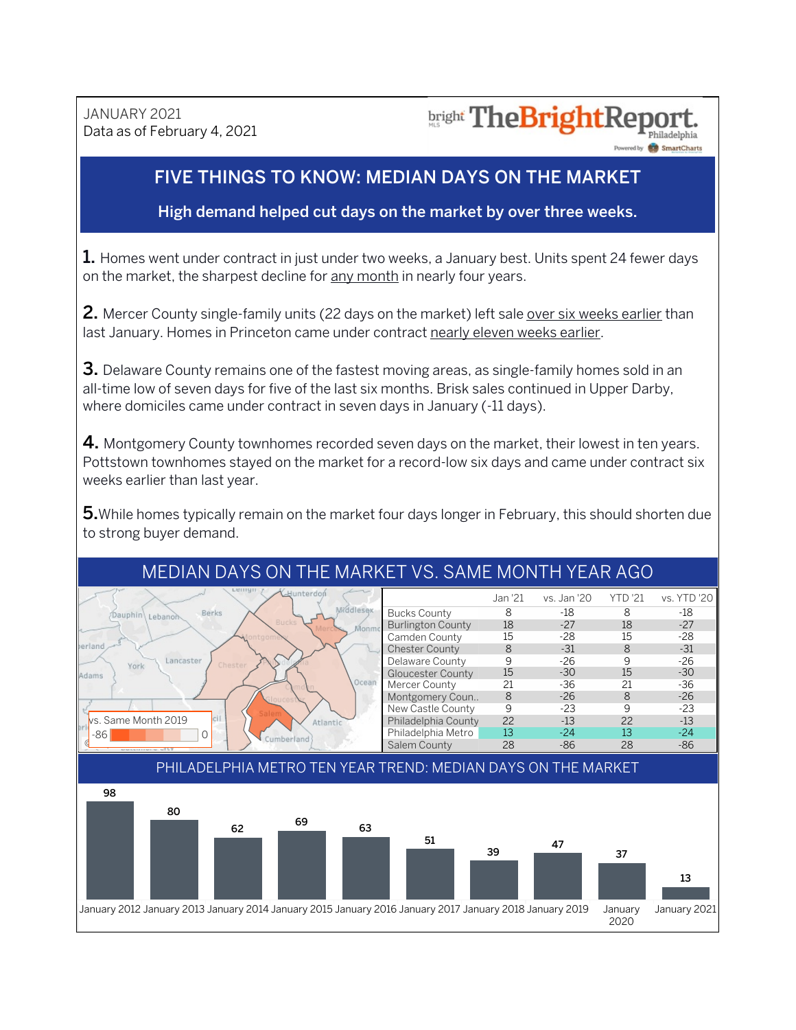JANUARY 2021
Data as of February 4, 2021

# FIVE THINGS TO KNOW: MEDIAN DAYS ON THE MARKET

**High demand helped cut days on the market by over three weeks.**

**1.** Homes went under contract in just under two weeks, a January best. Units spent 24 fewer days on the market, the sharpest decline for any month in nearly four years.

**2.** Mercer County single-family units (22 days on the market) left sale over six weeks earlier than last January. Homes in Princeton came under contract nearly eleven weeks earlier.

**3.** Delaware County remains one of the fastest moving areas, as single-family homes sold in an all-time low of seven days for five of the last six months. Brisk sales continued in Upper Darby, where domiciles came under contract in seven days in January (-11 days).

**4.** Montgomery County townhomes recorded seven days on the market, their lowest in ten years. Pottstown townhomes stayed on the market for a record-low six days and came under contract six weeks earlier than last year.

**5.** While homes typically remain on the market four days longer in February, this should shorten due to strong buyer demand.

## MEDIAN DAYS ON THE MARKET VS. SAME MONTH YEAR AGO

vs. Same Month 2019: -86 to 0

| | Jan '21 | vs. Jan '20 | YTD '21 | vs. YTD '20 |
|---|---|---|---|---|
| Bucks County | 8 | -18 | 8 | -18 |
| Burlington County | 18 | -27 | 18 | -27 |
| Camden County | 15 | -28 | 15 | -28 |
| Chester County | 8 | -31 | 8 | -31 |
| Delaware County | 9 | -26 | 9 | -26 |
| Gloucester County | 15 | -30 | 15 | -30 |
| Mercer County | 21 | -36 | 21 | -36 |
| Montgomery Coun.. | 8 | -26 | 8 | -26 |
| New Castle County | 9 | -23 | 9 | -23 |
| Philadelphia County | 22 | -13 | 22 | -13 |
| Philadelphia Metro | 13 | -24 | 13 | -24 |
| Salem County | 28 | -86 | 28 | -86 |

## PHILADELPHIA METRO TEN YEAR TREND: MEDIAN DAYS ON THE MARKET

| January 2012 | January 2013 | January 2014 | January 2015 | January 2016 | January 2017 | January 2018 | January 2019 | January 2020 | January 2021 |
|---|---|---|---|---|---|---|---|---|---|
| 98 | 80 | 62 | 69 | 63 | 51 | 39 | 47 | 37 | 13 |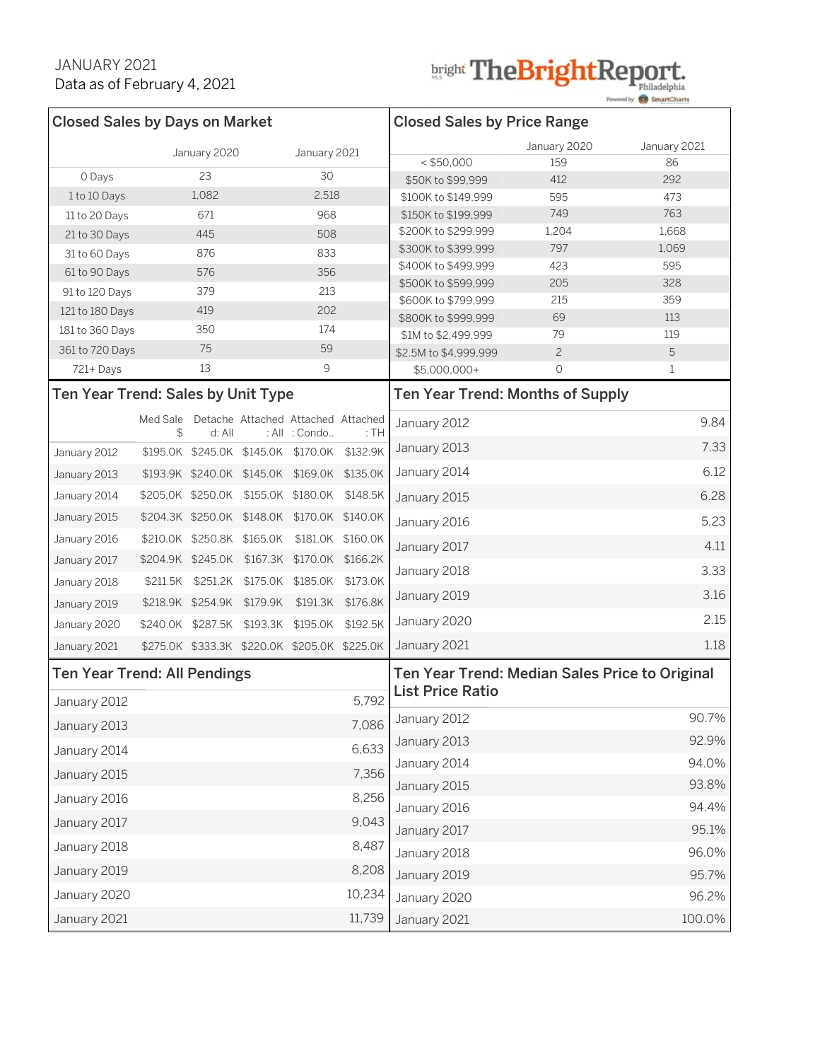JANUARY 2021
Data as of February 4, 2021

## Closed Sales by Days on Market

| | January 2020 | January 2021 |
|---|---|---|
| 0 Days | 23 | 30 |
| 1 to 10 Days | 1,082 | 2,518 |
| 11 to 20 Days | 671 | 968 |
| 21 to 30 Days | 445 | 508 |
| 31 to 60 Days | 876 | 833 |
| 61 to 90 Days | 576 | 356 |
| 91 to 120 Days | 379 | 213 |
| 121 to 180 Days | 419 | 202 |
| 181 to 360 Days | 350 | 174 |
| 361 to 720 Days | 75 | 59 |
| 721+ Days | 13 | 9 |

## Closed Sales by Price Range

| | January 2020 | January 2021 |
|---|---|---|
| < $50,000 | 159 | 86 |
| $50K to $99,999 | 412 | 292 |
| $100K to $149,999 | 595 | 473 |
| $150K to $199,999 | 749 | 763 |
| $200K to $299,999 | 1,204 | 1,668 |
| $300K to $399,999 | 797 | 1,069 |
| $400K to $499,999 | 423 | 595 |
| $500K to $599,999 | 205 | 328 |
| $600K to $799,999 | 215 | 359 |
| $800K to $999,999 | 69 | 113 |
| $1M to $2,499,999 | 79 | 119 |
| $2.5M to $4,999,999 | 2 | 5 |
| $5,000,000+ | 0 | 1 |

## Ten Year Trend: Sales by Unit Type

| | Med Sale $ | Detached: All | Attached: All | Attached: Condo.. | Attached: TH |
|---|---|---|---|---|---|
| January 2012 | $195.0K | $245.0K | $145.0K | $170.0K | $132.9K |
| January 2013 | $193.9K | $240.0K | $145.0K | $169.0K | $135.0K |
| January 2014 | $205.0K | $250.0K | $155.0K | $180.0K | $148.5K |
| January 2015 | $204.3K | $250.0K | $148.0K | $170.0K | $140.0K |
| January 2016 | $210.0K | $250.8K | $165.0K | $181.0K | $160.0K |
| January 2017 | $204.9K | $245.0K | $167.3K | $170.0K | $166.2K |
| January 2018 | $211.5K | $251.2K | $175.0K | $185.0K | $173.0K |
| January 2019 | $218.9K | $254.9K | $179.9K | $191.3K | $176.8K |
| January 2020 | $240.0K | $287.5K | $193.3K | $195.0K | $192.5K |
| January 2021 | $275.0K | $333.3K | $220.0K | $205.0K | $225.0K |

## Ten Year Trend: Months of Supply

| | |
|---|---|
| January 2012 | 9.84 |
| January 2013 | 7.33 |
| January 2014 | 6.12 |
| January 2015 | 6.28 |
| January 2016 | 5.23 |
| January 2017 | 4.11 |
| January 2018 | 3.33 |
| January 2019 | 3.16 |
| January 2020 | 2.15 |
| January 2021 | 1.18 |

## Ten Year Trend: All Pendings

| | |
|---|---|
| January 2012 | 5,792 |
| January 2013 | 7,086 |
| January 2014 | 6,633 |
| January 2015 | 7,356 |
| January 2016 | 8,256 |
| January 2017 | 9,043 |
| January 2018 | 8,487 |
| January 2019 | 8,208 |
| January 2020 | 10,234 |
| January 2021 | 11,739 |

## Ten Year Trend: Median Sales Price to Original List Price Ratio

| | |
|---|---|
| January 2012 | 90.7% |
| January 2013 | 92.9% |
| January 2014 | 94.0% |
| January 2015 | 93.8% |
| January 2016 | 94.4% |
| January 2017 | 95.1% |
| January 2018 | 96.0% |
| January 2019 | 95.7% |
| January 2020 | 96.2% |
| January 2021 | 100.0% |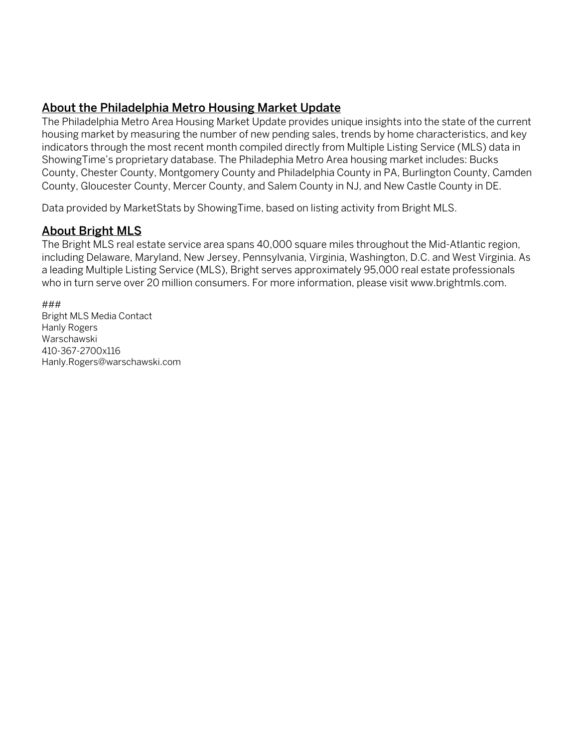## About the Philadelphia Metro Housing Market Update

The Philadelphia Metro Area Housing Market Update provides unique insights into the state of the current housing market by measuring the number of new pending sales, trends by home characteristics, and key indicators through the most recent month compiled directly from Multiple Listing Service (MLS) data in ShowingTime's proprietary database. The Philadephia Metro Area housing market includes: Bucks County, Chester County, Montgomery County and Philadelphia County in PA, Burlington County, Camden County, Gloucester County, Mercer County, and Salem County in NJ, and New Castle County in DE.

Data provided by MarketStats by ShowingTime, based on listing activity from Bright MLS.

## About Bright MLS

The Bright MLS real estate service area spans 40,000 square miles throughout the Mid-Atlantic region, including Delaware, Maryland, New Jersey, Pennsylvania, Virginia, Washington, D.C. and West Virginia. As a leading Multiple Listing Service (MLS), Bright serves approximately 95,000 real estate professionals who in turn serve over 20 million consumers. For more information, please visit www.brightmls.com.

###

Bright MLS Media Contact  
Hanly Rogers  
Warschawski  
410-367-2700x116  
Hanly.Rogers@warschawski.com